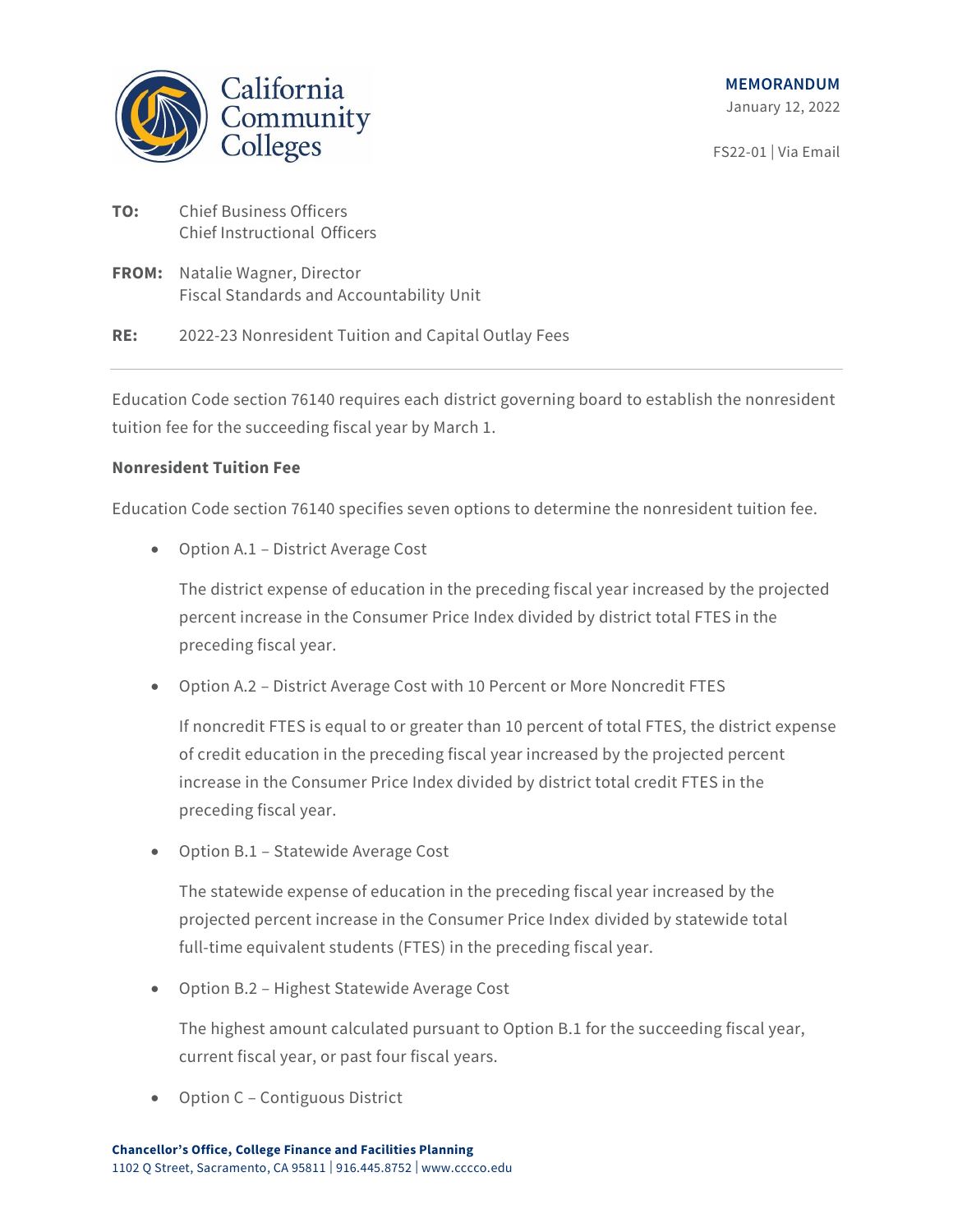**MEMORANDUM**
January 12, 2022

FS22-01 | Via Email

**TO:** Chief Business Officers
Chief Instructional Officers

**FROM:** Natalie Wagner, Director
Fiscal Standards and Accountability Unit

**RE:** 2022-23 Nonresident Tuition and Capital Outlay Fees

---

Education Code section 76140 requires each district governing board to establish the nonresident tuition fee for the succeeding fiscal year by March 1.

**Nonresident Tuition Fee**

Education Code section 76140 specifies seven options to determine the nonresident tuition fee.

- Option A.1 – District Average Cost

  The district expense of education in the preceding fiscal year increased by the projected percent increase in the Consumer Price Index divided by district total FTES in the preceding fiscal year.

- Option A.2 – District Average Cost with 10 Percent or More Noncredit FTES

  If noncredit FTES is equal to or greater than 10 percent of total FTES, the district expense of credit education in the preceding fiscal year increased by the projected percent increase in the Consumer Price Index divided by district total credit FTES in the preceding fiscal year.

- Option B.1 – Statewide Average Cost

  The statewide expense of education in the preceding fiscal year increased by the projected percent increase in the Consumer Price Index divided by statewide total full-time equivalent students (FTES) in the preceding fiscal year.

- Option B.2 – Highest Statewide Average Cost

  The highest amount calculated pursuant to Option B.1 for the succeeding fiscal year, current fiscal year, or past four fiscal years.

- Option C – Contiguous District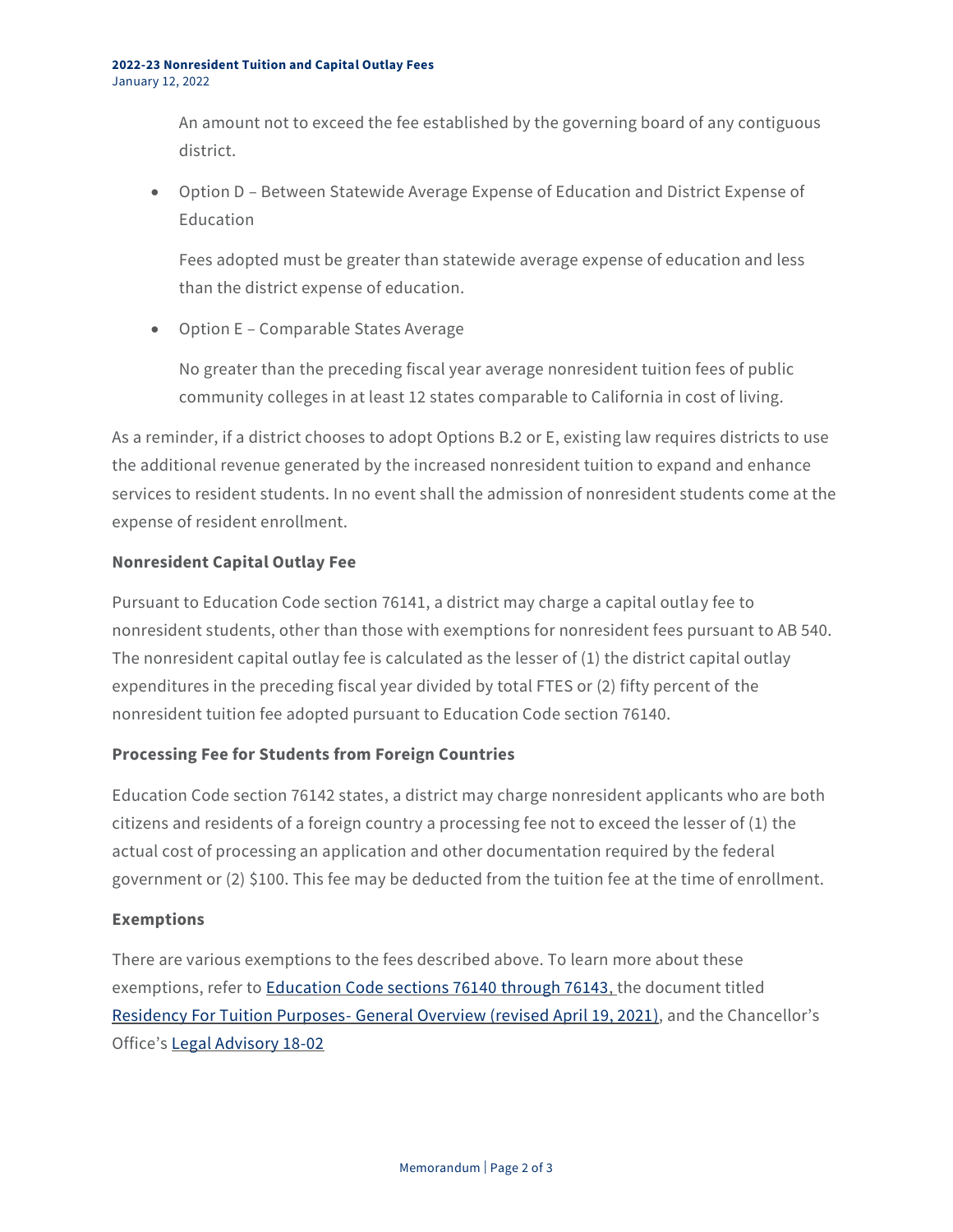An amount not to exceed the fee established by the governing board of any contiguous district.

- Option D – Between Statewide Average Expense of Education and District Expense of Education

  Fees adopted must be greater than statewide average expense of education and less than the district expense of education.

- Option E – Comparable States Average

  No greater than the preceding fiscal year average nonresident tuition fees of public community colleges in at least 12 states comparable to California in cost of living.

As a reminder, if a district chooses to adopt Options B.2 or E, existing law requires districts to use the additional revenue generated by the increased nonresident tuition to expand and enhance services to resident students. In no event shall the admission of nonresident students come at the expense of resident enrollment.

**Nonresident Capital Outlay Fee**

Pursuant to Education Code section 76141, a district may charge a capital outlay fee to nonresident students, other than those with exemptions for nonresident fees pursuant to AB 540. The nonresident capital outlay fee is calculated as the lesser of (1) the district capital outlay expenditures in the preceding fiscal year divided by total FTES or (2) fifty percent of the nonresident tuition fee adopted pursuant to Education Code section 76140.

**Processing Fee for Students from Foreign Countries**

Education Code section 76142 states, a district may charge nonresident applicants who are both citizens and residents of a foreign country a processing fee not to exceed the lesser of (1) the actual cost of processing an application and other documentation required by the federal government or (2) $100. This fee may be deducted from the tuition fee at the time of enrollment.

**Exemptions**

There are various exemptions to the fees described above. To learn more about these exemptions, refer to Education Code sections 76140 through 76143, the document titled Residency For Tuition Purposes- General Overview (revised April 19, 2021), and the Chancellor's Office's Legal Advisory 18-02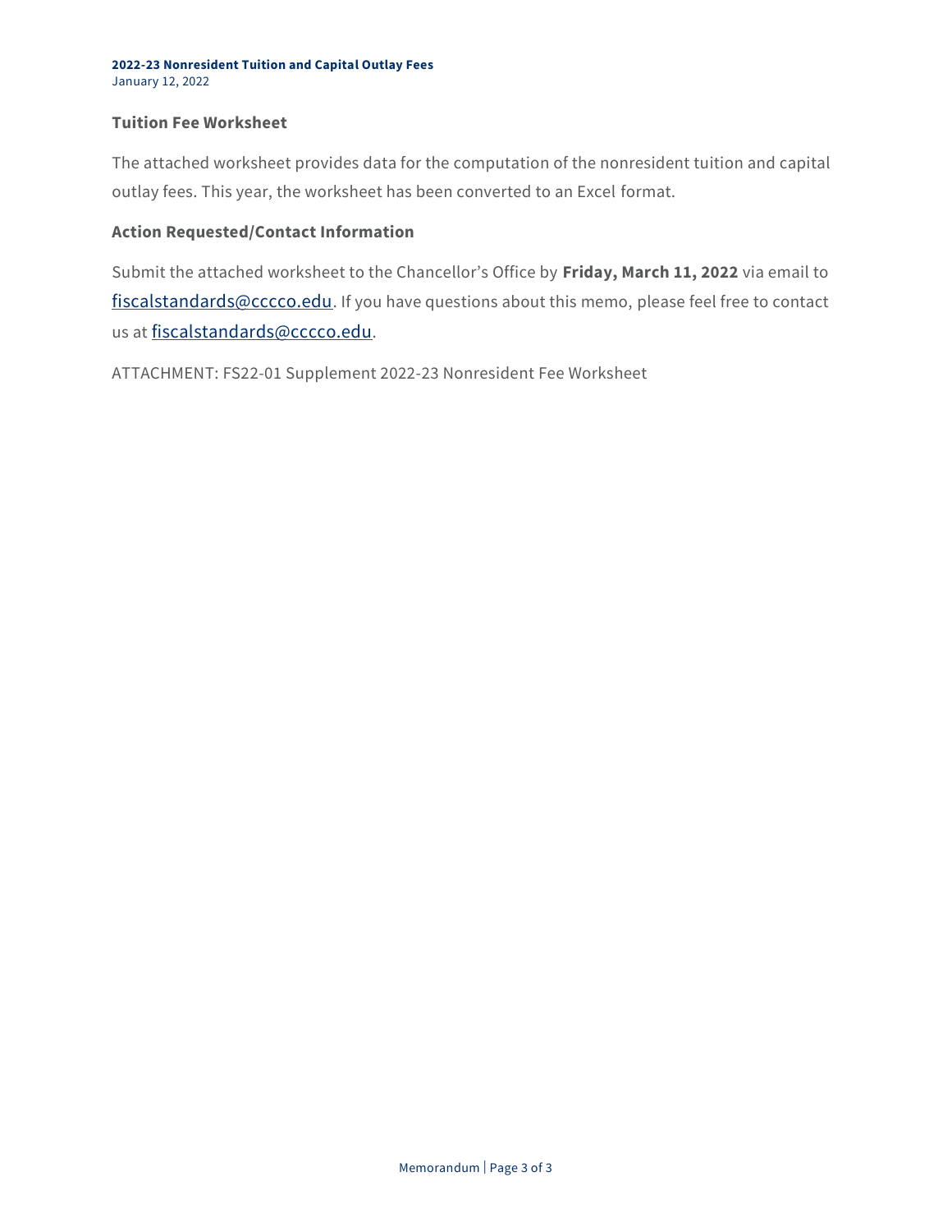## Tuition Fee Worksheet

The attached worksheet provides data for the computation of the nonresident tuition and capital outlay fees. This year, the worksheet has been converted to an Excel format.

## Action Requested/Contact Information

Submit the attached worksheet to the Chancellor's Office by **Friday, March 11, 2022** via email to fiscalstandards@cccco.edu. If you have questions about this memo, please feel free to contact us at fiscalstandards@cccco.edu.

ATTACHMENT: FS22-01 Supplement 2022-23 Nonresident Fee Worksheet